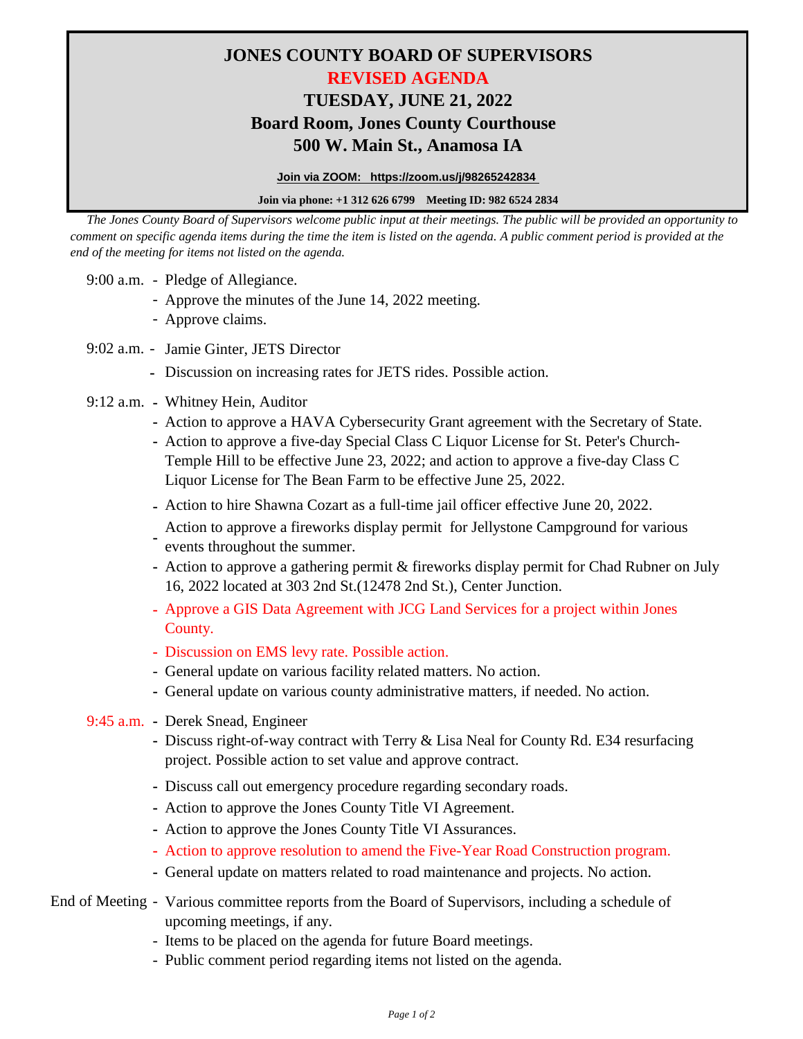# JONES COUNTY BOARD OF SUPERVISORS

## REVISED AGENDA

## TUESDAY, JUNE 21, 2022

## Board Room, Jones County Courthouse

## 500 W. Main St., Anamosa IA

**Join via ZOOM: https://zoom.us/j/98265242834**

**Join via phone: +1 312 626 6799 Meeting ID: 982 6524 2834**

*The Jones County Board of Supervisors welcome public input at their meetings. The public will be provided an opportunity to comment on specific agenda items during the time the item is listed on the agenda. A public comment period is provided at the end of the meeting for items not listed on the agenda.*

9:00 a.m. - Pledge of Allegiance.
- Approve the minutes of the June 14, 2022 meeting.
- Approve claims.

9:02 a.m. - Jamie Ginter, JETS Director
- Discussion on increasing rates for JETS rides. Possible action.

9:12 a.m. - Whitney Hein, Auditor
- Action to approve a HAVA Cybersecurity Grant agreement with the Secretary of State.
- Action to approve a five-day Special Class C Liquor License for St. Peter's Church-Temple Hill to be effective June 23, 2022; and action to approve a five-day Class C Liquor License for The Bean Farm to be effective June 25, 2022.
- Action to hire Shawna Cozart as a full-time jail officer effective June 20, 2022.
- Action to approve a fireworks display permit for Jellystone Campground for various events throughout the summer.
- Action to approve a gathering permit & fireworks display permit for Chad Rubner on July 16, 2022 located at 303 2nd St.(12478 2nd St.), Center Junction.
- Approve a GIS Data Agreement with JCG Land Services for a project within Jones County.
- Discussion on EMS levy rate. Possible action.
- General update on various facility related matters. No action.
- General update on various county administrative matters, if needed. No action.

9:45 a.m. - Derek Snead, Engineer
- Discuss right-of-way contract with Terry & Lisa Neal for County Rd. E34 resurfacing project. Possible action to set value and approve contract.
- Discuss call out emergency procedure regarding secondary roads.
- Action to approve the Jones County Title VI Agreement.
- Action to approve the Jones County Title VI Assurances.
- Action to approve resolution to amend the Five-Year Road Construction program.
- General update on matters related to road maintenance and projects. No action.

End of Meeting - Various committee reports from the Board of Supervisors, including a schedule of upcoming meetings, if any.
- Items to be placed on the agenda for future Board meetings.
- Public comment period regarding items not listed on the agenda.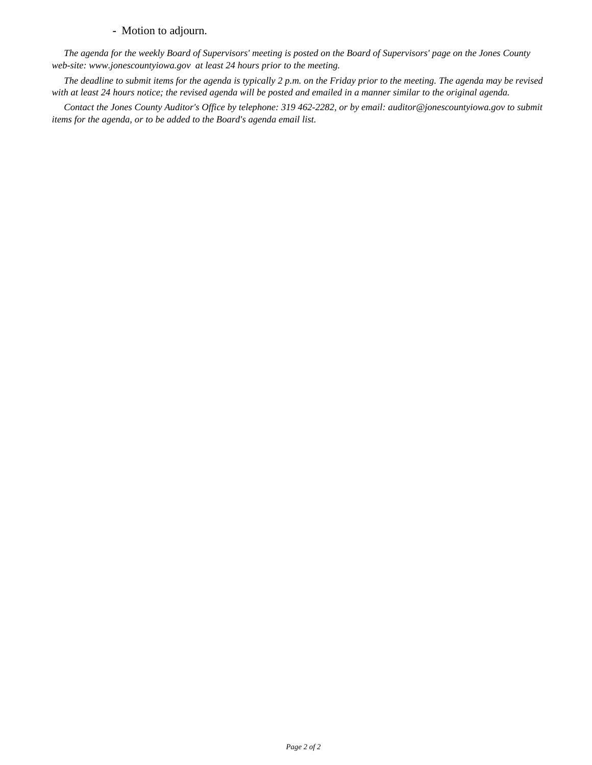- Motion to adjourn.

*The agenda for the weekly Board of Supervisors' meeting is posted on the Board of Supervisors' page on the Jones County web-site: www.jonescountyiowa.gov  at least 24 hours prior to the meeting.*

*The deadline to submit items for the agenda is typically 2 p.m. on the Friday prior to the meeting. The agenda may be revised with at least 24 hours notice; the revised agenda will be posted and emailed in a manner similar to the original agenda.*

*Contact the Jones County Auditor's Office by telephone: 319 462-2282, or by email: auditor@jonescountyiowa.gov to submit items for the agenda, or to be added to the Board's agenda email list.*